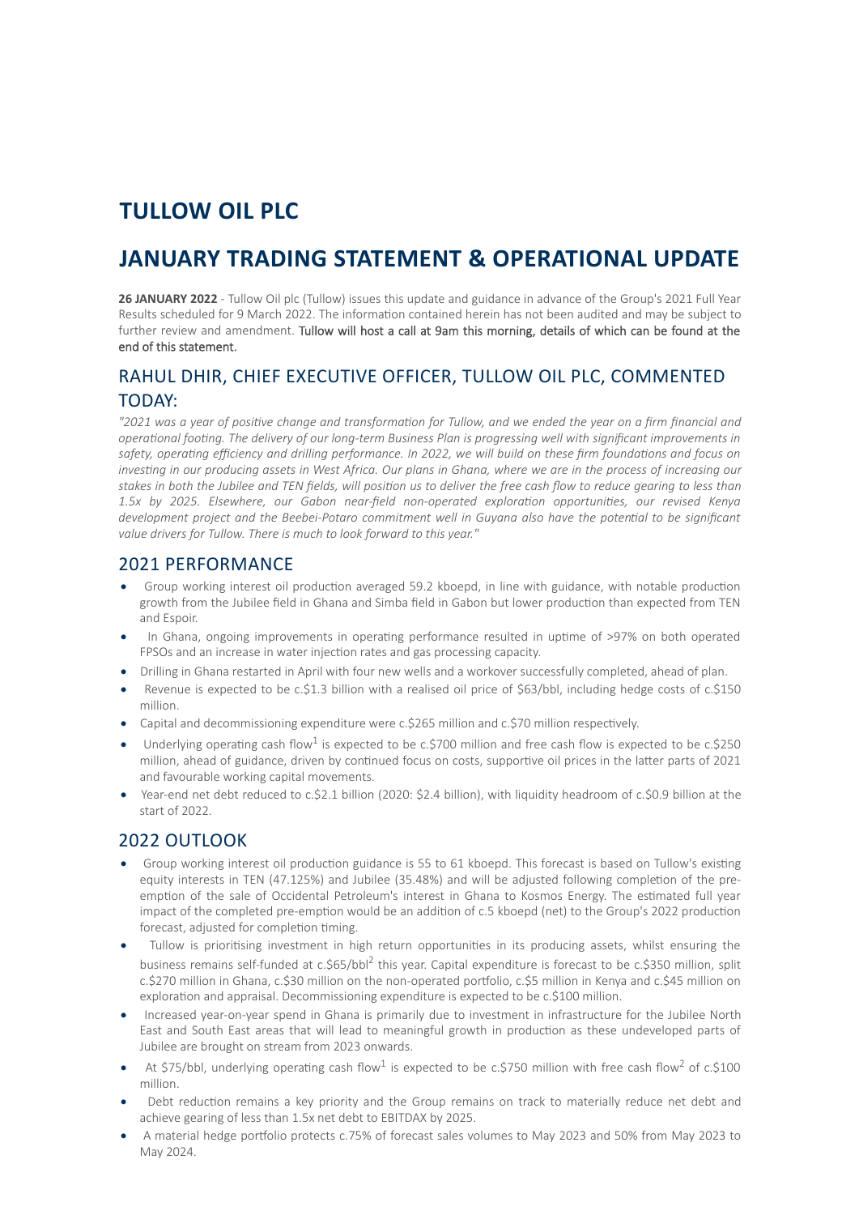# TULLOW OIL PLC

# JANUARY TRADING STATEMENT & OPERATIONAL UPDATE

**26 JANUARY 2022** - Tullow Oil plc (Tullow) issues this update and guidance in advance of the Group's 2021 Full Year Results scheduled for 9 March 2022. The information contained herein has not been audited and may be subject to further review and amendment. Tullow will host a call at 9am this morning, details of which can be found at the end of this statement.

## RAHUL DHIR, CHIEF EXECUTIVE OFFICER, TULLOW OIL PLC, COMMENTED TODAY:

*"2021 was a year of positive change and transformation for Tullow, and we ended the year on a firm financial and operational footing. The delivery of our long-term Business Plan is progressing well with significant improvements in safety, operating efficiency and drilling performance. In 2022, we will build on these firm foundations and focus on investing in our producing assets in West Africa. Our plans in Ghana, where we are in the process of increasing our stakes in both the Jubilee and TEN fields, will position us to deliver the free cash flow to reduce gearing to less than 1.5x by 2025. Elsewhere, our Gabon near-field non-operated exploration opportunities, our revised Kenya development project and the Beebei-Potaro commitment well in Guyana also have the potential to be significant value drivers for Tullow. There is much to look forward to this year."*

## 2021 PERFORMANCE

- Group working interest oil production averaged 59.2 kboepd, in line with guidance, with notable production growth from the Jubilee field in Ghana and Simba field in Gabon but lower production than expected from TEN and Espoir.
- In Ghana, ongoing improvements in operating performance resulted in uptime of >97% on both operated FPSOs and an increase in water injection rates and gas processing capacity.
- Drilling in Ghana restarted in April with four new wells and a workover successfully completed, ahead of plan.
- Revenue is expected to be c.$1.3 billion with a realised oil price of $63/bbl, including hedge costs of c.$150 million.
- Capital and decommissioning expenditure were c.$265 million and c.$70 million respectively.
- Underlying operating cash flow[1] is expected to be c.$700 million and free cash flow is expected to be c.$250 million, ahead of guidance, driven by continued focus on costs, supportive oil prices in the latter parts of 2021 and favourable working capital movements.
- Year-end net debt reduced to c.$2.1 billion (2020: $2.4 billion), with liquidity headroom of c.$0.9 billion at the start of 2022.

## 2022 OUTLOOK

- Group working interest oil production guidance is 55 to 61 kboepd. This forecast is based on Tullow's existing equity interests in TEN (47.125%) and Jubilee (35.48%) and will be adjusted following completion of the pre-emption of the sale of Occidental Petroleum's interest in Ghana to Kosmos Energy. The estimated full year impact of the completed pre-emption would be an addition of c.5 kboepd (net) to the Group's 2022 production forecast, adjusted for completion timing.
- Tullow is prioritising investment in high return opportunities in its producing assets, whilst ensuring the business remains self-funded at c.$65/bbl[2] this year. Capital expenditure is forecast to be c.$350 million, split c.$270 million in Ghana, c.$30 million on the non-operated portfolio, c.$5 million in Kenya and c.$45 million on exploration and appraisal. Decommissioning expenditure is expected to be c.$100 million.
- Increased year-on-year spend in Ghana is primarily due to investment in infrastructure for the Jubilee North East and South East areas that will lead to meaningful growth in production as these undeveloped parts of Jubilee are brought on stream from 2023 onwards.
- At $75/bbl, underlying operating cash flow[1] is expected to be c.$750 million with free cash flow[2] of c.$100 million.
- Debt reduction remains a key priority and the Group remains on track to materially reduce net debt and achieve gearing of less than 1.5x net debt to EBITDAX by 2025.
- A material hedge portfolio protects c.75% of forecast sales volumes to May 2023 and 50% from May 2023 to May 2024.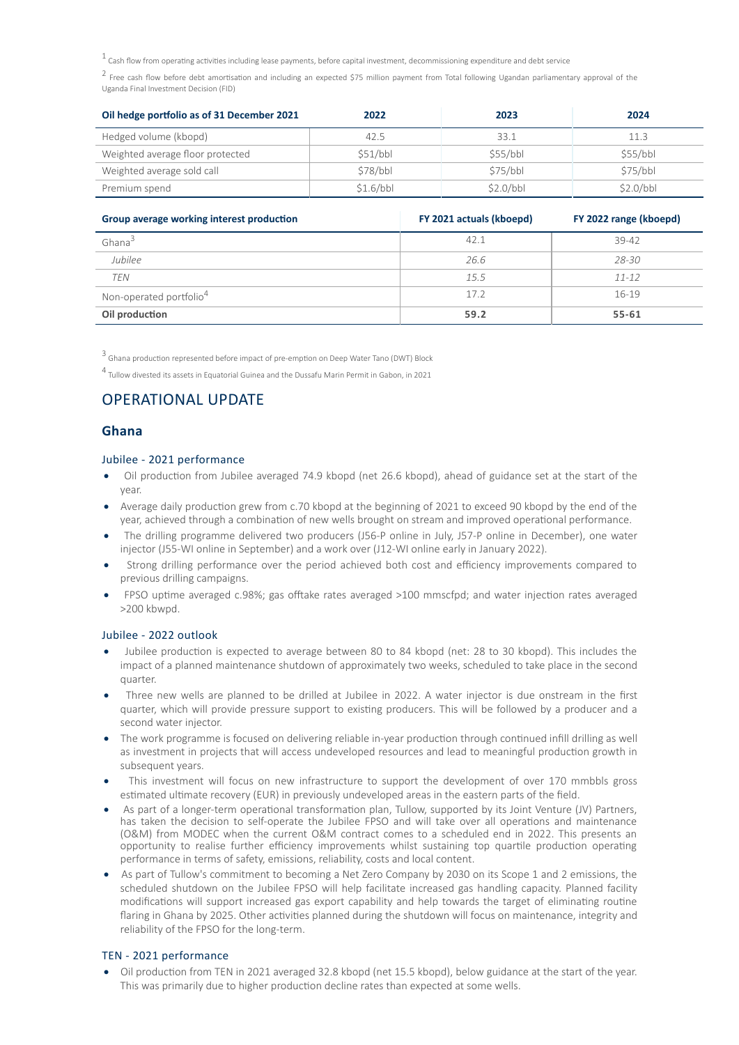[1] Cash flow from operating activities including lease payments, before capital investment, decommissioning expenditure and debt service

[2] Free cash flow before debt amortisation and including an expected $75 million payment from Total following Ugandan parliamentary approval of the Uganda Final Investment Decision (FID)

| Oil hedge portfolio as of 31 December 2021 | 2022 | 2023 | 2024 |
|---|---|---|---|
| Hedged volume (kbopd) | 42.5 | 33.1 | 11.3 |
| Weighted average floor protected | $51/bbl | $55/bbl | $55/bbl |
| Weighted average sold call | $78/bbl | $75/bbl | $75/bbl |
| Premium spend | $1.6/bbl | $2.0/bbl | $2.0/bbl |

| Group average working interest production | FY 2021 actuals (kboepd) | FY 2022 range (kboepd) |
|---|---|---|
| Ghana[3] | 42.1 | 39-42 |
| *Jubilee* | *26.6* | *28-30* |
| *TEN* | *15.5* | *11-12* |
| Non-operated portfolio[4] | 17.2 | 16-19 |
| **Oil production** | **59.2** | **55-61** |

[3] Ghana production represented before impact of pre-emption on Deep Water Tano (DWT) Block

[4] Tullow divested its assets in Equatorial Guinea and the Dussafu Marin Permit in Gabon, in 2021

# OPERATIONAL UPDATE

## Ghana

### Jubilee - 2021 performance

- Oil production from Jubilee averaged 74.9 kbopd (net 26.6 kbopd), ahead of guidance set at the start of the year.
- Average daily production grew from c.70 kbopd at the beginning of 2021 to exceed 90 kbopd by the end of the year, achieved through a combination of new wells brought on stream and improved operational performance.
- The drilling programme delivered two producers (J56-P online in July, J57-P online in December), one water injector (J55-WI online in September) and a work over (J12-WI online early in January 2022).
- Strong drilling performance over the period achieved both cost and efficiency improvements compared to previous drilling campaigns.
- FPSO uptime averaged c.98%; gas offtake rates averaged >100 mmscfpd; and water injection rates averaged >200 kbwpd.

### Jubilee - 2022 outlook

- Jubilee production is expected to average between 80 to 84 kbopd (net: 28 to 30 kbopd). This includes the impact of a planned maintenance shutdown of approximately two weeks, scheduled to take place in the second quarter.
- Three new wells are planned to be drilled at Jubilee in 2022. A water injector is due onstream in the first quarter, which will provide pressure support to existing producers. This will be followed by a producer and a second water injector.
- The work programme is focused on delivering reliable in-year production through continued infill drilling as well as investment in projects that will access undeveloped resources and lead to meaningful production growth in subsequent years.
- This investment will focus on new infrastructure to support the development of over 170 mmbbls gross estimated ultimate recovery (EUR) in previously undeveloped areas in the eastern parts of the field.
- As part of a longer-term operational transformation plan, Tullow, supported by its Joint Venture (JV) Partners, has taken the decision to self-operate the Jubilee FPSO and will take over all operations and maintenance (O&M) from MODEC when the current O&M contract comes to a scheduled end in 2022. This presents an opportunity to realise further efficiency improvements whilst sustaining top quartile production operating performance in terms of safety, emissions, reliability, costs and local content.
- As part of Tullow's commitment to becoming a Net Zero Company by 2030 on its Scope 1 and 2 emissions, the scheduled shutdown on the Jubilee FPSO will help facilitate increased gas handling capacity. Planned facility modifications will support increased gas export capability and help towards the target of eliminating routine flaring in Ghana by 2025. Other activities planned during the shutdown will focus on maintenance, integrity and reliability of the FPSO for the long-term.

### TEN - 2021 performance

- Oil production from TEN in 2021 averaged 32.8 kbopd (net 15.5 kbopd), below guidance at the start of the year. This was primarily due to higher production decline rates than expected at some wells.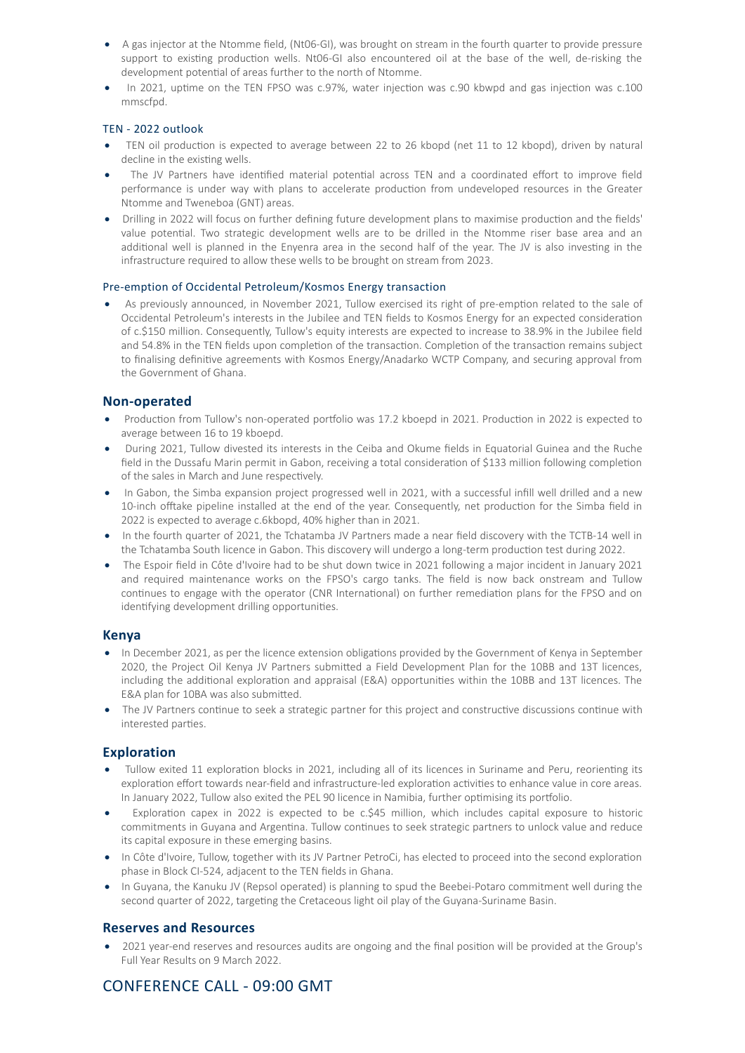- A gas injector at the Ntomme field, (Nt06-GI), was brought on stream in the fourth quarter to provide pressure support to existing production wells. Nt06-GI also encountered oil at the base of the well, de-risking the development potential of areas further to the north of Ntomme.
- In 2021, uptime on the TEN FPSO was c.97%, water injection was c.90 kbwpd and gas injection was c.100 mmscfpd.

### TEN - 2022 outlook

- TEN oil production is expected to average between 22 to 26 kbopd (net 11 to 12 kbopd), driven by natural decline in the existing wells.
- The JV Partners have identified material potential across TEN and a coordinated effort to improve field performance is under way with plans to accelerate production from undeveloped resources in the Greater Ntomme and Tweneboa (GNT) areas.
- Drilling in 2022 will focus on further defining future development plans to maximise production and the fields' value potential. Two strategic development wells are to be drilled in the Ntomme riser base area and an additional well is planned in the Enyenra area in the second half of the year. The JV is also investing in the infrastructure required to allow these wells to be brought on stream from 2023.

### Pre-emption of Occidental Petroleum/Kosmos Energy transaction

- As previously announced, in November 2021, Tullow exercised its right of pre-emption related to the sale of Occidental Petroleum's interests in the Jubilee and TEN fields to Kosmos Energy for an expected consideration of c.$150 million. Consequently, Tullow's equity interests are expected to increase to 38.9% in the Jubilee field and 54.8% in the TEN fields upon completion of the transaction. Completion of the transaction remains subject to finalising definitive agreements with Kosmos Energy/Anadarko WCTP Company, and securing approval from the Government of Ghana.

## Non-operated

- Production from Tullow's non-operated portfolio was 17.2 kboepd in 2021. Production in 2022 is expected to average between 16 to 19 kboepd.
- During 2021, Tullow divested its interests in the Ceiba and Okume fields in Equatorial Guinea and the Ruche field in the Dussafu Marin permit in Gabon, receiving a total consideration of $133 million following completion of the sales in March and June respectively.
- In Gabon, the Simba expansion project progressed well in 2021, with a successful infill well drilled and a new 10-inch offtake pipeline installed at the end of the year. Consequently, net production for the Simba field in 2022 is expected to average c.6kbopd, 40% higher than in 2021.
- In the fourth quarter of 2021, the Tchatamba JV Partners made a near field discovery with the TCTB-14 well in the Tchatamba South licence in Gabon. This discovery will undergo a long-term production test during 2022.
- The Espoir field in Côte d'Ivoire had to be shut down twice in 2021 following a major incident in January 2021 and required maintenance works on the FPSO's cargo tanks. The field is now back onstream and Tullow continues to engage with the operator (CNR International) on further remediation plans for the FPSO and on identifying development drilling opportunities.

## Kenya

- In December 2021, as per the licence extension obligations provided by the Government of Kenya in September 2020, the Project Oil Kenya JV Partners submitted a Field Development Plan for the 10BB and 13T licences, including the additional exploration and appraisal (E&A) opportunities within the 10BB and 13T licences. The E&A plan for 10BA was also submitted.
- The JV Partners continue to seek a strategic partner for this project and constructive discussions continue with interested parties.

## Exploration

- Tullow exited 11 exploration blocks in 2021, including all of its licences in Suriname and Peru, reorienting its exploration effort towards near-field and infrastructure-led exploration activities to enhance value in core areas. In January 2022, Tullow also exited the PEL 90 licence in Namibia, further optimising its portfolio.
- Exploration capex in 2022 is expected to be c.$45 million, which includes capital exposure to historic commitments in Guyana and Argentina. Tullow continues to seek strategic partners to unlock value and reduce its capital exposure in these emerging basins.
- In Côte d'Ivoire, Tullow, together with its JV Partner PetroCi, has elected to proceed into the second exploration phase in Block CI-524, adjacent to the TEN fields in Ghana.
- In Guyana, the Kanuku JV (Repsol operated) is planning to spud the Beebei-Potaro commitment well during the second quarter of 2022, targeting the Cretaceous light oil play of the Guyana-Suriname Basin.

## Reserves and Resources

- 2021 year-end reserves and resources audits are ongoing and the final position will be provided at the Group's Full Year Results on 9 March 2022.

# CONFERENCE CALL - 09:00 GMT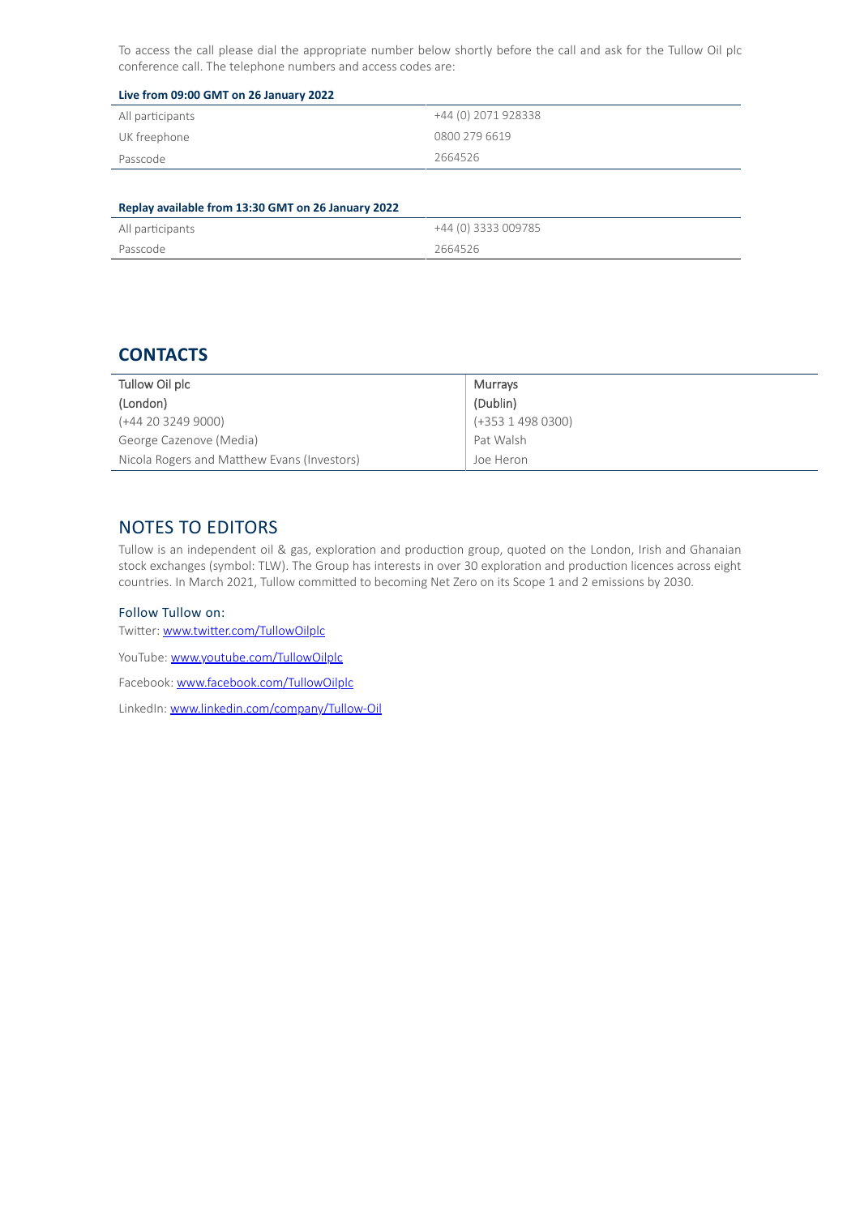To access the call please dial the appropriate number below shortly before the call and ask for the Tullow Oil plc conference call. The telephone numbers and access codes are:

| **Live from 09:00 GMT on 26 January 2022** | |
| --- | --- |
| All participants | +44 (0) 2071 928338 |
| UK freephone | 0800 279 6619 |
| Passcode | 2664526 |

| **Replay available from 13:30 GMT on 26 January 2022** | |
| --- | --- |
| All participants | +44 (0) 3333 009785 |
| Passcode | 2664526 |

## CONTACTS

| Tullow Oil plc | Murrays |
| --- | --- |
| (London) | (Dublin) |
| (+44 20 3249 9000) | (+353 1 498 0300) |
| George Cazenove (Media) | Pat Walsh |
| Nicola Rogers and Matthew Evans (Investors) | Joe Heron |

## NOTES TO EDITORS

Tullow is an independent oil & gas, exploration and production group, quoted on the London, Irish and Ghanaian stock exchanges (symbol: TLW). The Group has interests in over 30 exploration and production licences across eight countries. In March 2021, Tullow committed to becoming Net Zero on its Scope 1 and 2 emissions by 2030.

### Follow Tullow on:

Twitter: www.twitter.com/TullowOilplc

YouTube: www.youtube.com/TullowOilplc

Facebook: www.facebook.com/TullowOilplc

LinkedIn: www.linkedin.com/company/Tullow-Oil